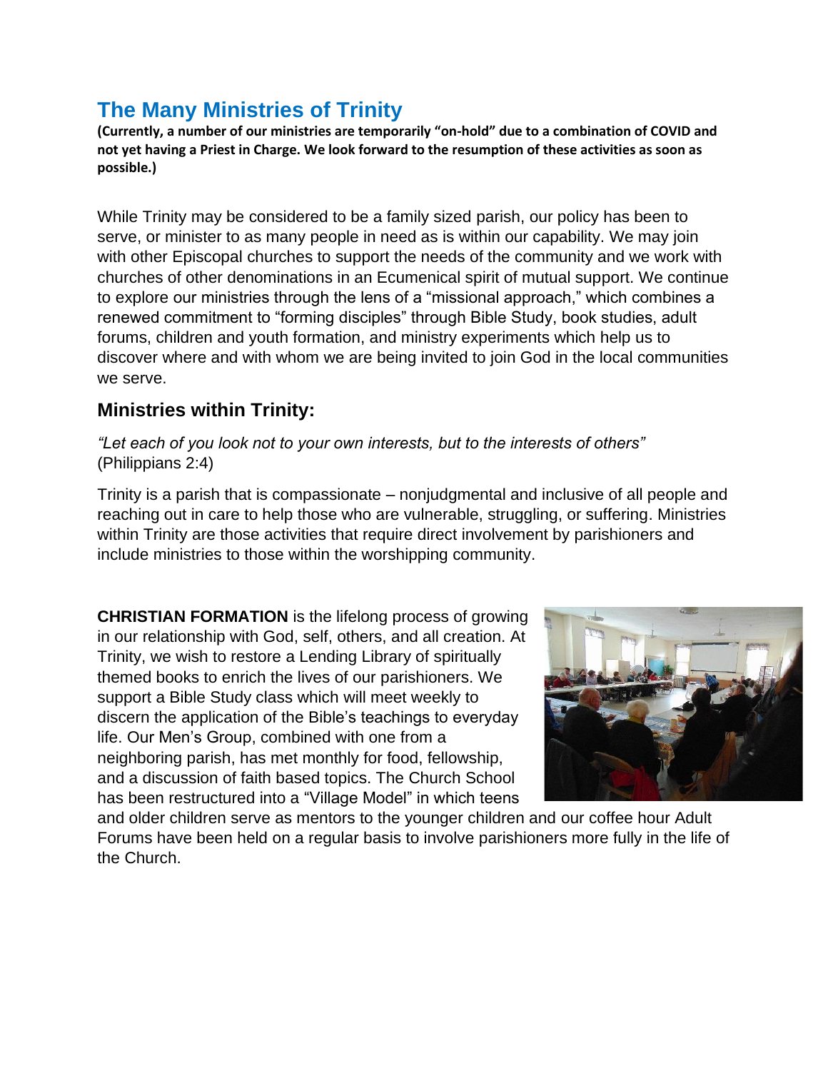# The Many Ministries of Trinity

**(Currently, a number of our ministries are temporarily "on-hold" due to a combination of COVID and not yet having a Priest in Charge. We look forward to the resumption of these activities as soon as possible.)**

While Trinity may be considered to be a family sized parish, our policy has been to serve, or minister to as many people in need as is within our capability. We may join with other Episcopal churches to support the needs of the community and we work with churches of other denominations in an Ecumenical spirit of mutual support. We continue to explore our ministries through the lens of a "missional approach," which combines a renewed commitment to "forming disciples" through Bible Study, book studies, adult forums, children and youth formation, and ministry experiments which help us to discover where and with whom we are being invited to join God in the local communities we serve.

## Ministries within Trinity:

*"Let each of you look not to your own interests, but to the interests of others"* (Philippians 2:4)

Trinity is a parish that is compassionate – nonjudgmental and inclusive of all people and reaching out in care to help those who are vulnerable, struggling, or suffering. Ministries within Trinity are those activities that require direct involvement by parishioners and include ministries to those within the worshipping community.

**CHRISTIAN FORMATION** is the lifelong process of growing in our relationship with God, self, others, and all creation. At Trinity, we wish to restore a Lending Library of spiritually themed books to enrich the lives of our parishioners. We support a Bible Study class which will meet weekly to discern the application of the Bible's teachings to everyday life. Our Men's Group, combined with one from a neighboring parish, has met monthly for food, fellowship, and a discussion of faith based topics. The Church School has been restructured into a "Village Model" in which teens and older children serve as mentors to the younger children and our coffee hour Adult Forums have been held on a regular basis to involve parishioners more fully in the life of the Church.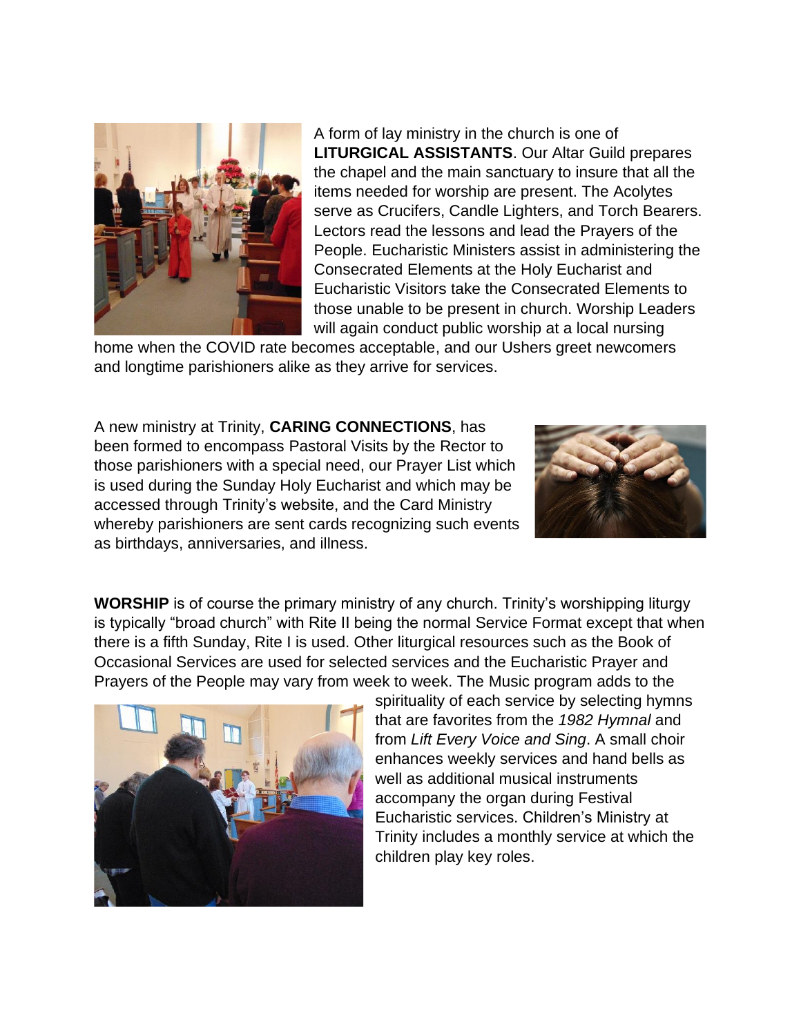A form of lay ministry in the church is one of **LITURGICAL ASSISTANTS**. Our Altar Guild prepares the chapel and the main sanctuary to insure that all the items needed for worship are present. The Acolytes serve as Crucifers, Candle Lighters, and Torch Bearers. Lectors read the lessons and lead the Prayers of the People. Eucharistic Ministers assist in administering the Consecrated Elements at the Holy Eucharist and Eucharistic Visitors take the Consecrated Elements to those unable to be present in church. Worship Leaders will again conduct public worship at a local nursing home when the COVID rate becomes acceptable, and our Ushers greet newcomers and longtime parishioners alike as they arrive for services.

A new ministry at Trinity, **CARING CONNECTIONS**, has been formed to encompass Pastoral Visits by the Rector to those parishioners with a special need, our Prayer List which is used during the Sunday Holy Eucharist and which may be accessed through Trinity's website, and the Card Ministry whereby parishioners are sent cards recognizing such events as birthdays, anniversaries, and illness.

**WORSHIP** is of course the primary ministry of any church. Trinity's worshipping liturgy is typically "broad church" with Rite II being the normal Service Format except that when there is a fifth Sunday, Rite I is used. Other liturgical resources such as the Book of Occasional Services are used for selected services and the Eucharistic Prayer and Prayers of the People may vary from week to week. The Music program adds to the spirituality of each service by selecting hymns that are favorites from the *1982 Hymnal* and from *Lift Every Voice and Sing*. A small choir enhances weekly services and hand bells as well as additional musical instruments accompany the organ during Festival Eucharistic services. Children's Ministry at Trinity includes a monthly service at which the children play key roles.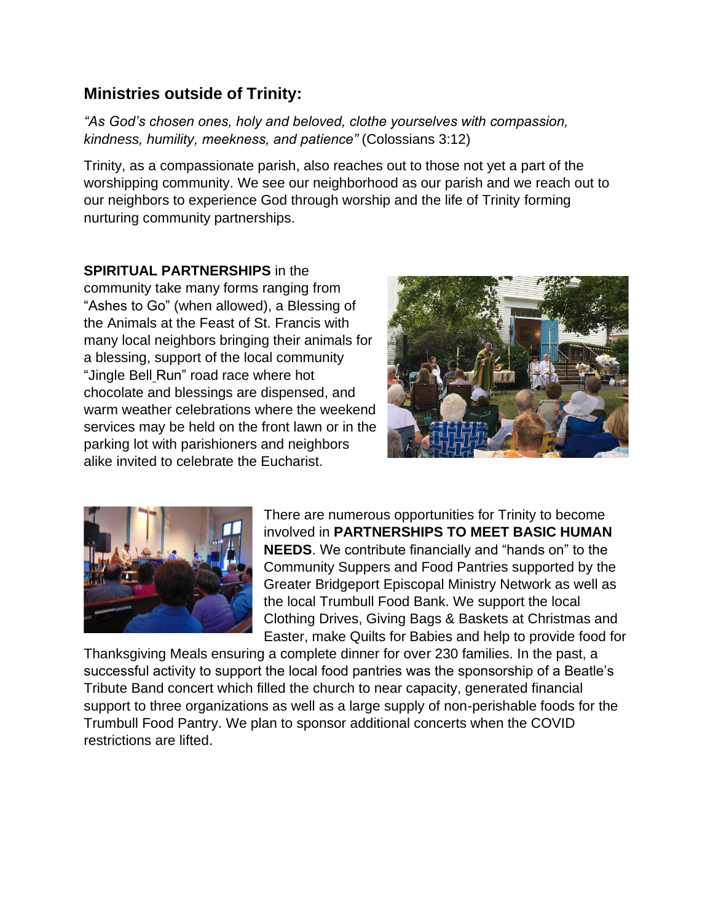## Ministries outside of Trinity:

*"As God's chosen ones, holy and beloved, clothe yourselves with compassion, kindness, humility, meekness, and patience"* (Colossians 3:12)

Trinity, as a compassionate parish, also reaches out to those not yet a part of the worshipping community. We see our neighborhood as our parish and we reach out to our neighbors to experience God through worship and the life of Trinity forming nurturing community partnerships.

**SPIRITUAL PARTNERSHIPS** in the community take many forms ranging from "Ashes to Go" (when allowed), a Blessing of the Animals at the Feast of St. Francis with many local neighbors bringing their animals for a blessing, support of the local community "Jingle Bell Run" road race where hot chocolate and blessings are dispensed, and warm weather celebrations where the weekend services may be held on the front lawn or in the parking lot with parishioners and neighbors alike invited to celebrate the Eucharist.

There are numerous opportunities for Trinity to become involved in **PARTNERSHIPS TO MEET BASIC HUMAN NEEDS**. We contribute financially and "hands on" to the Community Suppers and Food Pantries supported by the Greater Bridgeport Episcopal Ministry Network as well as the local Trumbull Food Bank. We support the local Clothing Drives, Giving Bags & Baskets at Christmas and Easter, make Quilts for Babies and help to provide food for Thanksgiving Meals ensuring a complete dinner for over 230 families. In the past, a successful activity to support the local food pantries was the sponsorship of a Beatle's Tribute Band concert which filled the church to near capacity, generated financial support to three organizations as well as a large supply of non-perishable foods for the Trumbull Food Pantry. We plan to sponsor additional concerts when the COVID restrictions are lifted.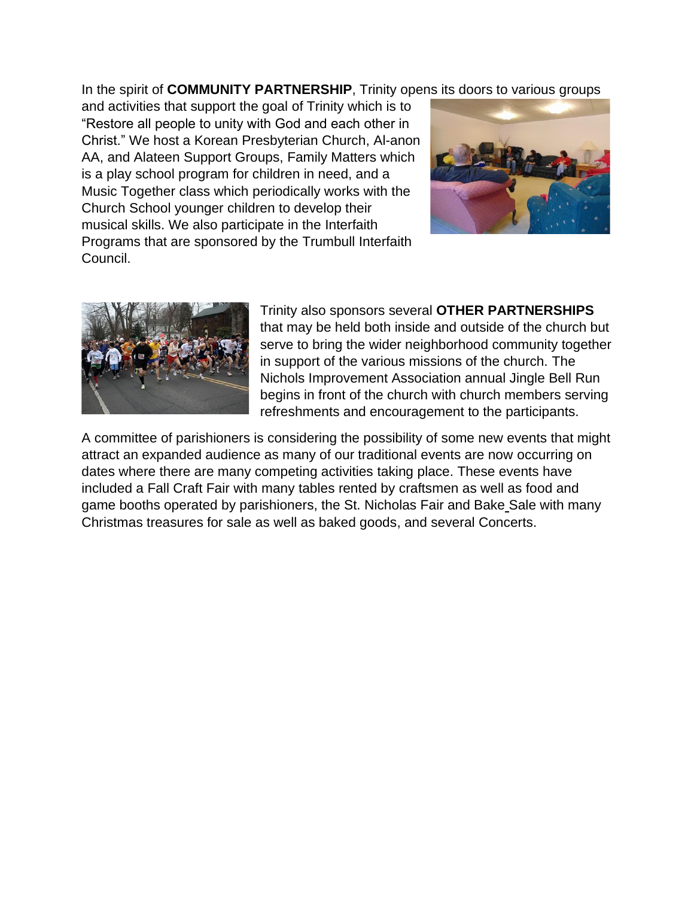In the spirit of **COMMUNITY PARTNERSHIP**, Trinity opens its doors to various groups and activities that support the goal of Trinity which is to "Restore all people to unity with God and each other in Christ." We host a Korean Presbyterian Church, Al-anon AA, and Alateen Support Groups, Family Matters which is a play school program for children in need, and a Music Together class which periodically works with the Church School younger children to develop their musical skills. We also participate in the Interfaith Programs that are sponsored by the Trumbull Interfaith Council.

Trinity also sponsors several **OTHER PARTNERSHIPS** that may be held both inside and outside of the church but serve to bring the wider neighborhood community together in support of the various missions of the church. The Nichols Improvement Association annual Jingle Bell Run begins in front of the church with church members serving refreshments and encouragement to the participants.

A committee of parishioners is considering the possibility of some new events that might attract an expanded audience as many of our traditional events are now occurring on dates where there are many competing activities taking place. These events have included a Fall Craft Fair with many tables rented by craftsmen as well as food and game booths operated by parishioners, the St. Nicholas Fair and Bake Sale with many Christmas treasures for sale as well as baked goods, and several Concerts.